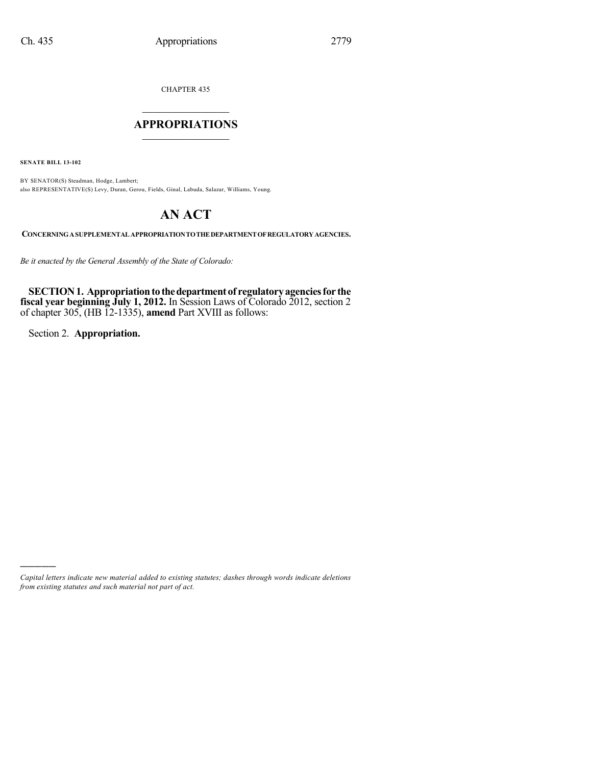CHAPTER 435

# APPROPRIATIONS

**SENATE BILL 13-102**

BY SENATOR(S) Steadman, Hodge, Lambert;
also REPRESENTATIVE(S) Levy, Duran, Gerou, Fields, Ginal, Labuda, Salazar, Williams, Young.

# AN ACT

**CONCERNING A SUPPLEMENTAL APPROPRIATION TO THE DEPARTMENT OF REGULATORY AGENCIES.**

*Be it enacted by the General Assembly of the State of Colorado:*

**SECTION 1. Appropriation to the department of regulatory agencies for the fiscal year beginning July 1, 2012.** In Session Laws of Colorado 2012, section 2 of chapter 305, (HB 12-1335), **amend** Part XVIII as follows:

Section 2. **Appropriation.**

---

*Capital letters indicate new material added to existing statutes; dashes through words indicate deletions from existing statutes and such material not part of act.*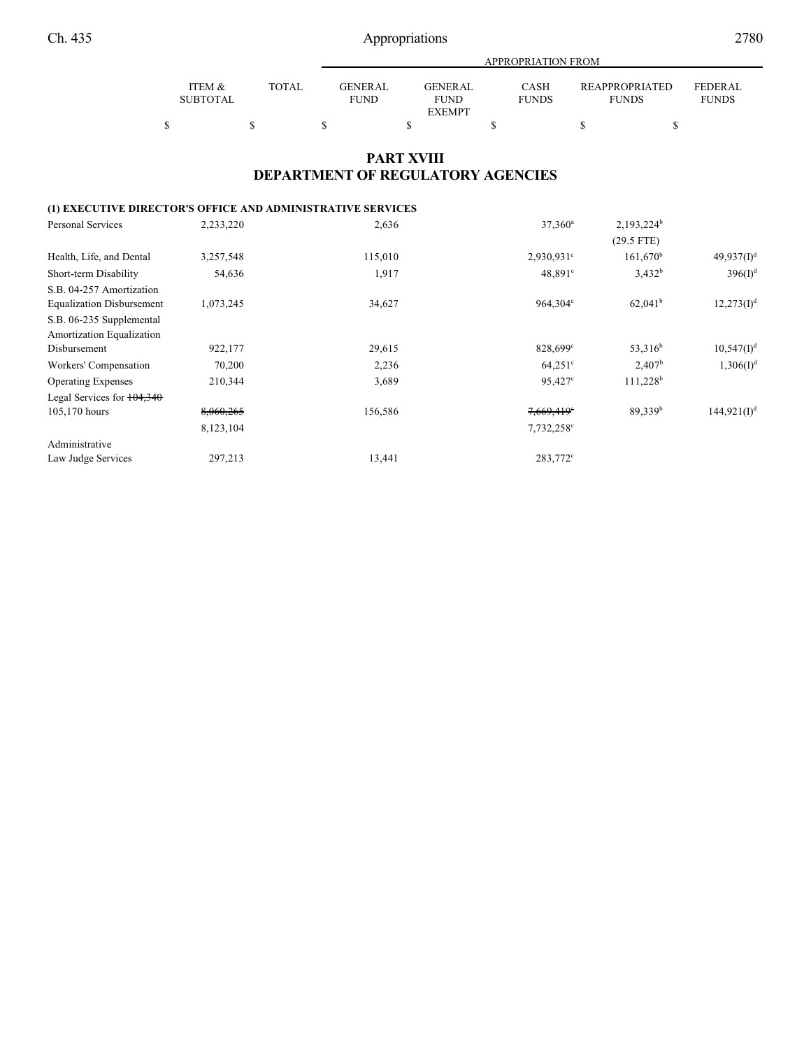# PART XVIII
## DEPARTMENT OF REGULATORY AGENCIES

| | ITEM & SUBTOTAL | TOTAL | APPROPRIATION FROM GENERAL FUND | GENERAL FUND EXEMPT | CASH FUNDS | REAPPROPRIATED FUNDS | FEDERAL FUNDS |
|---|---|---|---|---|---|---|---|
| | $ | $ | $ | $ | $ | $ | $ |
| **(1) EXECUTIVE DIRECTOR'S OFFICE AND ADMINISTRATIVE SERVICES** | | | | | | | |
| Personal Services | 2,233,220 | | 2,636 | | 37,360[a] | 2,193,224[b] (29.5 FTE) | |
| Health, Life, and Dental | 3,257,548 | | 115,010 | | 2,930,931[c] | 161,670[b] | 49,937(I)[d] |
| Short-term Disability | 54,636 | | 1,917 | | 48,891[c] | 3,432[b] | 396(I)[d] |
| S.B. 04-257 Amortization Equalization Disbursement | 1,073,245 | | 34,627 | | 964,304[c] | 62,041[b] | 12,273(I)[d] |
| S.B. 06-235 Supplemental Amortization Equalization Disbursement | 922,177 | | 29,615 | | 828,699[c] | 53,316[b] | 10,547(I)[d] |
| Workers' Compensation | 70,200 | | 2,236 | | 64,251[c] | 2,407[b] | 1,306(I)[d] |
| Operating Expenses | 210,344 | | 3,689 | | 95,427[c] | 111,228[b] | |
| Legal Services for ~~104,340~~ 105,170 hours | ~~8,060,265~~ 8,123,104 | | 156,586 | | ~~7,669,419~~[c] 7,732,258[c] | 89,339[b] | 144,921(I)[d] |
| Administrative Law Judge Services | 297,213 | | 13,441 | | 283,772[c] | | |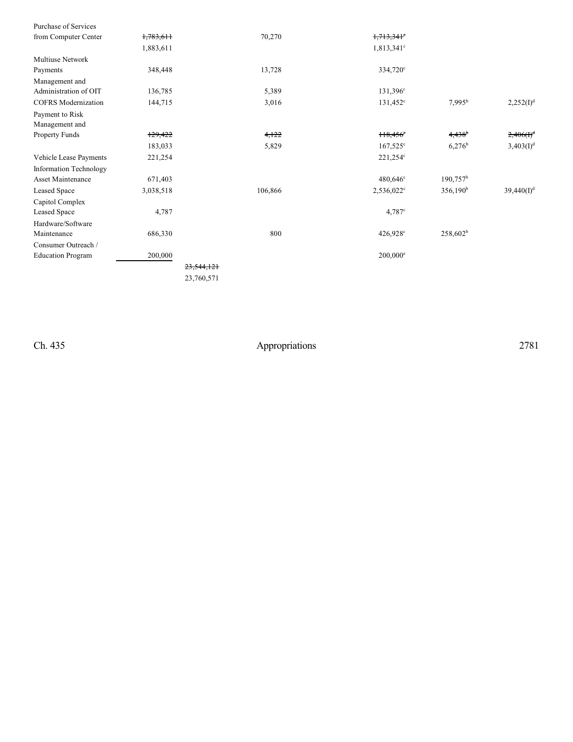| | | | | | |
|---|---|---|---|---|---|
| Purchase of Services from Computer Center | ~~1,783,611~~ 1,883,611 | | 70,270 | ~~1,713,341[c]~~ 1,813,341[c] | | |
| Multiuse Network Payments | 348,448 | | 13,728 | 334,720[c] | | |
| Management and Administration of OIT | 136,785 | | 5,389 | 131,396[c] | | |
| COFRS Modernization | 144,715 | | 3,016 | 131,452[c] | 7,995[b] | 2,252(I)[d] |
| Payment to Risk Management and Property Funds | ~~129,422~~ 183,033 | | ~~4,122~~ 5,829 | ~~118,456[c]~~ 167,525[c] | ~~4,438[b]~~ 6,276[b] | ~~2,406(I)[d]~~ 3,403(I)[d] |
| Vehicle Lease Payments | 221,254 | | | 221,254[c] | | |
| Information Technology Asset Maintenance | 671,403 | | | 480,646[c] | 190,757[b] | |
| Leased Space | 3,038,518 | | 106,866 | 2,536,022[c] | 356,190[b] | 39,440(I)[d] |
| Capitol Complex Leased Space | 4,787 | | | 4,787[c] | | |
| Hardware/Software Maintenance | 686,330 | | 800 | 426,928[c] | 258,602[b] | |
| Consumer Outreach / Education Program | 200,000 | | | 200,000[e] | | |
| | | ~~23,544,121~~ 23,760,571 | | | | |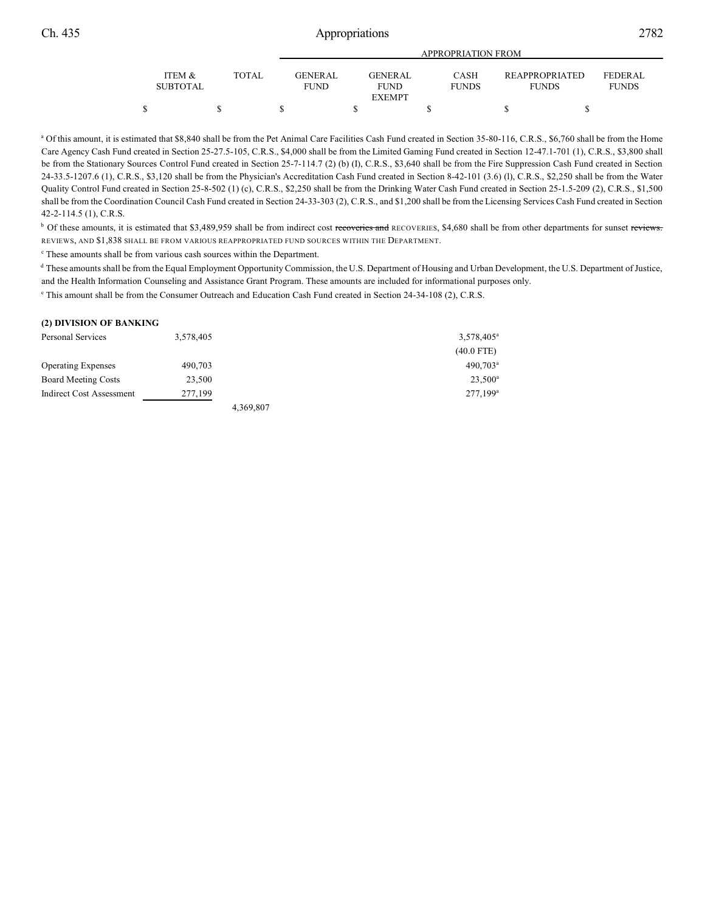| | ITEM & SUBTOTAL | TOTAL | APPROPRIATION FROM | | | | |
|---|---|---|---|---|---|---|---|
| | | | GENERAL FUND | GENERAL FUND EXEMPT | CASH FUNDS | REAPPROPRIATED FUNDS | FEDERAL FUNDS |
| | $ | $ | $ | $ | $ | $ | $ |

[a] Of this amount, it is estimated that $8,840 shall be from the Pet Animal Care Facilities Cash Fund created in Section 35-80-116, C.R.S., $6,760 shall be from the Home Care Agency Cash Fund created in Section 25-27.5-105, C.R.S., $4,000 shall be from the Limited Gaming Fund created in Section 12-47.1-701 (1), C.R.S., $3,800 shall be from the Stationary Sources Control Fund created in Section 25-7-114.7 (2) (b) (I), C.R.S., $3,640 shall be from the Fire Suppression Cash Fund created in Section 24-33.5-1207.6 (1), C.R.S., $3,120 shall be from the Physician's Accreditation Cash Fund created in Section 8-42-101 (3.6) (l), C.R.S., $2,250 shall be from the Water Quality Control Fund created in Section 25-8-502 (1) (c), C.R.S., $2,250 shall be from the Drinking Water Cash Fund created in Section 25-1.5-209 (2), C.R.S., $1,500 shall be from the Coordination Council Cash Fund created in Section 24-33-303 (2), C.R.S., and $1,200 shall be from the Licensing Services Cash Fund created in Section 42-2-114.5 (1), C.R.S.

[b] Of these amounts, it is estimated that $3,489,959 shall be from indirect cost ~~recoveries and~~ RECOVERIES, $4,680 shall be from other departments for sunset ~~reviews.~~ REVIEWS, AND $1,838 SHALL BE FROM VARIOUS REAPPROPRIATED FUND SOURCES WITHIN THE DEPARTMENT.

[c] These amounts shall be from various cash sources within the Department.

[d] These amounts shall be from the Equal Employment Opportunity Commission, the U.S. Department of Housing and Urban Development, the U.S. Department of Justice, and the Health Information Counseling and Assistance Grant Program. These amounts are included for informational purposes only.

[e] This amount shall be from the Consumer Outreach and Education Cash Fund created in Section 24-34-108 (2), C.R.S.

**(2) DIVISION OF BANKING**

| | ITEM & SUBTOTAL | TOTAL | GENERAL FUND | GENERAL FUND EXEMPT | CASH FUNDS | REAPPROPRIATED FUNDS | FEDERAL FUNDS |
|---|---|---|---|---|---|---|---|
| Personal Services | 3,578,405 | | | | 3,578,405[a] | | |
| | | | | | (40.0 FTE) | | |
| Operating Expenses | 490,703 | | | | 490,703[a] | | |
| Board Meeting Costs | 23,500 | | | | 23,500[a] | | |
| Indirect Cost Assessment | 277,199 | | | | 277,199[a] | | |
| | | 4,369,807 | | | | | |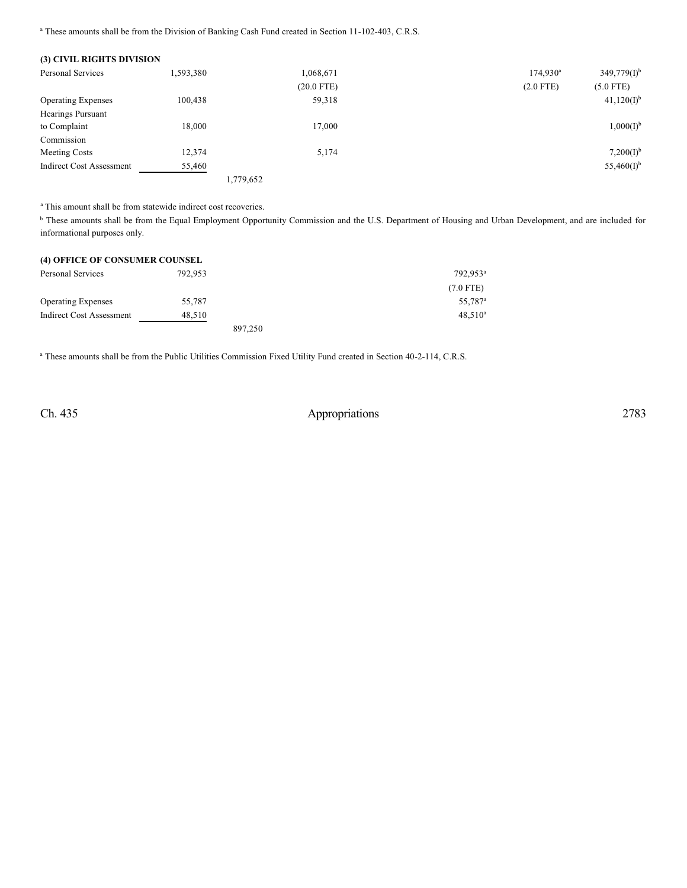[a] These amounts shall be from the Division of Banking Cash Fund created in Section 11-102-403, C.R.S.

**(3) CIVIL RIGHTS DIVISION**

| | | | | | |
|---|---|---|---|---|---|
| Personal Services | 1,593,380 | | 1,068,671 | 174,930[a] | 349,779(I)[b] |
| | | | (20.0 FTE) | (2.0 FTE) | (5.0 FTE) |
| Operating Expenses | 100,438 | | 59,318 | | 41,120(I)[b] |
| Hearings Pursuant to Complaint | 18,000 | | 17,000 | | 1,000(I)[b] |
| Commission Meeting Costs | 12,374 | | 5,174 | | 7,200(I)[b] |
| Indirect Cost Assessment | 55,460 | | | | 55,460(I)[b] |
| | | 1,779,652 | | | |

[a] This amount shall be from statewide indirect cost recoveries.

[b] These amounts shall be from the Equal Employment Opportunity Commission and the U.S. Department of Housing and Urban Development, and are included for informational purposes only.

**(4) OFFICE OF CONSUMER COUNSEL**

| | | | |
|---|---|---|---|
| Personal Services | 792,953 | | 792,953[a] |
| | | | (7.0 FTE) |
| Operating Expenses | 55,787 | | 55,787[a] |
| Indirect Cost Assessment | 48,510 | | 48,510[a] |
| | | 897,250 | |

[a] These amounts shall be from the Public Utilities Commission Fixed Utility Fund created in Section 40-2-114, C.R.S.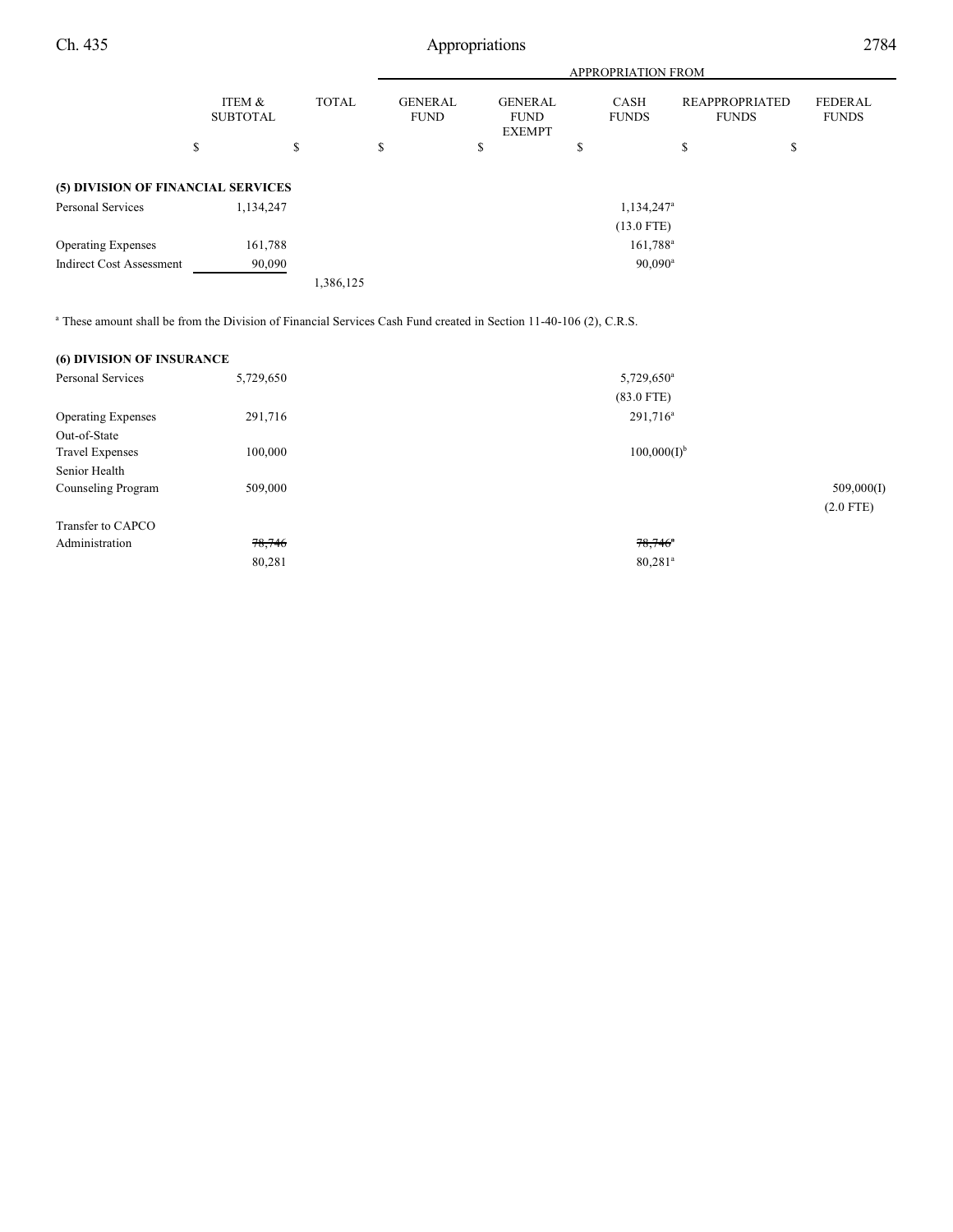| | ITEM & SUBTOTAL | TOTAL | APPROPRIATION FROM | | | | |
|---|---|---|---|---|---|---|---|
| | | | GENERAL FUND | GENERAL FUND EXEMPT | CASH FUNDS | REAPPROPRIATED FUNDS | FEDERAL FUNDS |
| | $ | $ | $ | $ | $ | $ | $ |
| **(5) DIVISION OF FINANCIAL SERVICES** | | | | | | | |
| Personal Services | 1,134,247 | | | | 1,134,247[a] | | |
| | | | | | (13.0 FTE) | | |
| Operating Expenses | 161,788 | | | | 161,788[a] | | |
| Indirect Cost Assessment | 90,090 | | | | 90,090[a] | | |
| | | 1,386,125 | | | | | |

[a] These amount shall be from the Division of Financial Services Cash Fund created in Section 11-40-106 (2), C.R.S.

| | ITEM & SUBTOTAL | TOTAL | GENERAL FUND | GENERAL FUND EXEMPT | CASH FUNDS | REAPPROPRIATED FUNDS | FEDERAL FUNDS |
|---|---|---|---|---|---|---|---|
| **(6) DIVISION OF INSURANCE** | | | | | | | |
| Personal Services | 5,729,650 | | | | 5,729,650[a] | | |
| | | | | | (83.0 FTE) | | |
| Operating Expenses | 291,716 | | | | 291,716[a] | | |
| Out-of-State Travel Expenses | 100,000 | | | | 100,000(I)[b] | | |
| Senior Health Counseling Program | 509,000 | | | | | | 509,000(I) |
| | | | | | | | (2.0 FTE) |
| Transfer to CAPCO Administration | ~~78,746~~ | | | | ~~78,746[a]~~ | | |
| | 80,281 | | | | 80,281[a] | | |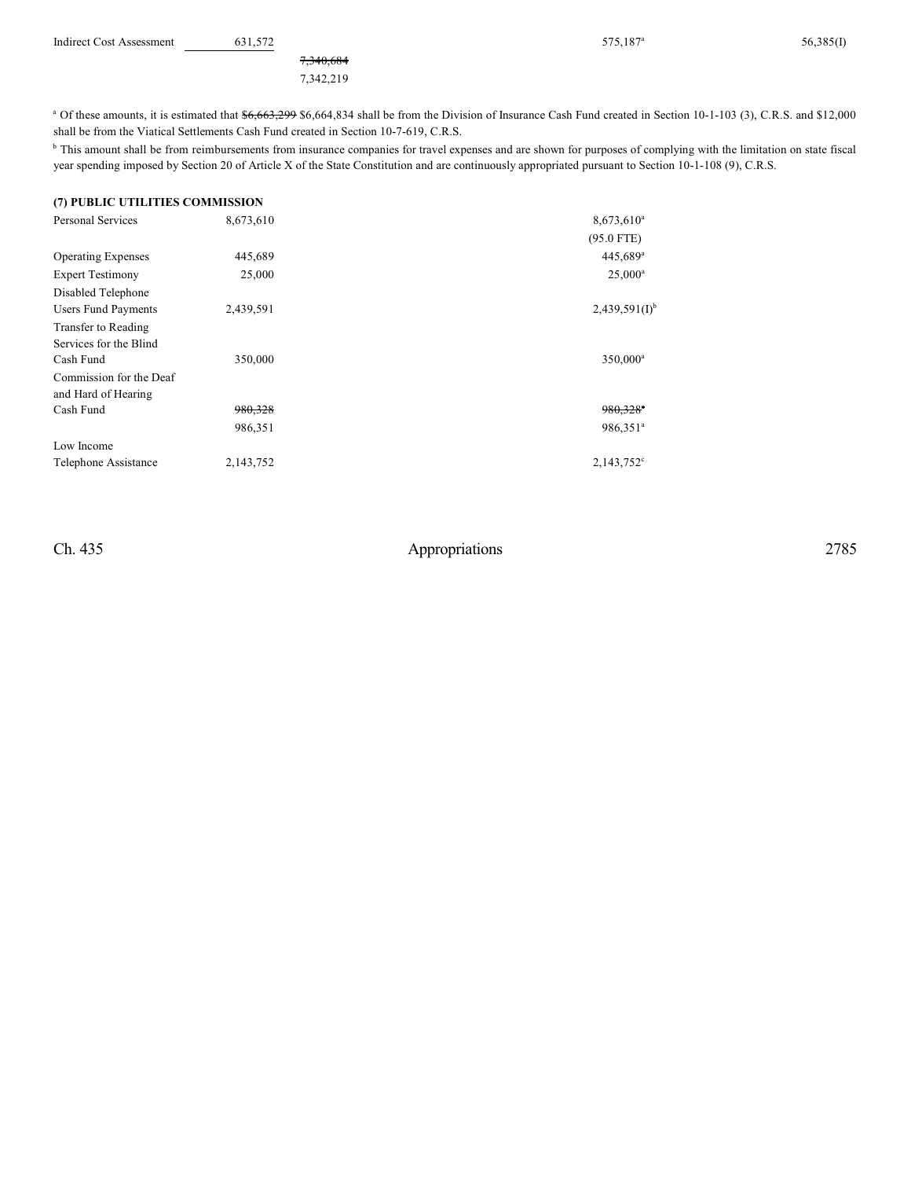| | | | | |
|---|---|---|---|---|
| Indirect Cost Assessment | 631,572 | | 575,187[a] | 56,385(I) |
| | | ~~7,340,684~~ | | |
| | | 7,342,219 | | |

[a] Of these amounts, it is estimated that ~~$6,663,299~~ $6,664,834 shall be from the Division of Insurance Cash Fund created in Section 10-1-103 (3), C.R.S. and $12,000 shall be from the Viatical Settlements Cash Fund created in Section 10-7-619, C.R.S.

[b] This amount shall be from reimbursements from insurance companies for travel expenses and are shown for purposes of complying with the limitation on state fiscal year spending imposed by Section 20 of Article X of the State Constitution and are continuously appropriated pursuant to Section 10-1-108 (9), C.R.S.

**(7) PUBLIC UTILITIES COMMISSION**

| | | |
|---|---|---|
| Personal Services | 8,673,610 | 8,673,610[a] |
| | | (95.0 FTE) |
| Operating Expenses | 445,689 | 445,689[a] |
| Expert Testimony | 25,000 | 25,000[a] |
| Disabled Telephone Users Fund Payments | 2,439,591 | 2,439,591(I)[b] |
| Transfer to Reading Services for the Blind Cash Fund | 350,000 | 350,000[a] |
| Commission for the Deaf and Hard of Hearing Cash Fund | ~~980,328~~ | ~~980,328~~[a] |
| | 986,351 | 986,351[a] |
| Low Income Telephone Assistance | 2,143,752 | 2,143,752[c] |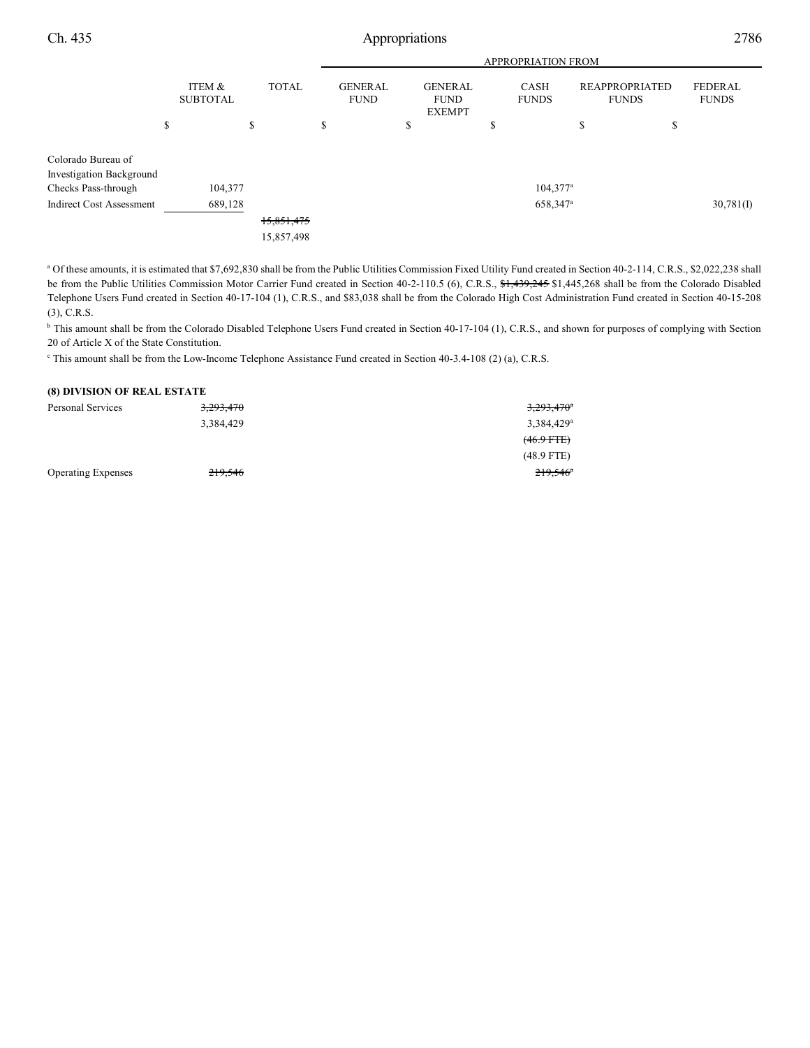| | ITEM & SUBTOTAL | TOTAL | APPROPRIATION FROM GENERAL FUND | GENERAL FUND EXEMPT | CASH FUNDS | REAPPROPRIATED FUNDS | FEDERAL FUNDS |
|---|---|---|---|---|---|---|---|
| | $ | $ | $ | $ | $ | $ | $ |
| Colorado Bureau of Investigation Background Checks Pass-through | 104,377 | | | | 104,377[a] | | |
| Indirect Cost Assessment | 689,128 | | | | 658,347[a] | | 30,781(I) |
| | | ~~15,851,475~~ | | | | | |
| | | 15,857,498 | | | | | |

[a] Of these amounts, it is estimated that $7,692,830 shall be from the Public Utilities Commission Fixed Utility Fund created in Section 40-2-114, C.R.S., $2,022,238 shall be from the Public Utilities Commission Motor Carrier Fund created in Section 40-2-110.5 (6), C.R.S., ~~$1,439,245~~ $1,445,268 shall be from the Colorado Disabled Telephone Users Fund created in Section 40-17-104 (1), C.R.S., and $83,038 shall be from the Colorado High Cost Administration Fund created in Section 40-15-208 (3), C.R.S.

[b] This amount shall be from the Colorado Disabled Telephone Users Fund created in Section 40-17-104 (1), C.R.S., and shown for purposes of complying with Section 20 of Article X of the State Constitution.

[c] This amount shall be from the Low-Income Telephone Assistance Fund created in Section 40-3.4-108 (2) (a), C.R.S.

**(8) DIVISION OF REAL ESTATE**

| | ITEM & SUBTOTAL | TOTAL | GENERAL FUND | GENERAL FUND EXEMPT | CASH FUNDS | REAPPROPRIATED FUNDS | FEDERAL FUNDS |
|---|---|---|---|---|---|---|---|
| Personal Services | ~~3,293,470~~ | | | | ~~3,293,470[a]~~ | | |
| | 3,384,429 | | | | 3,384,429[a] | | |
| | | | | | ~~(46.9 FTE)~~ | | |
| | | | | | (48.9 FTE) | | |
| Operating Expenses | ~~219,546~~ | | | | ~~219,546[a]~~ | | |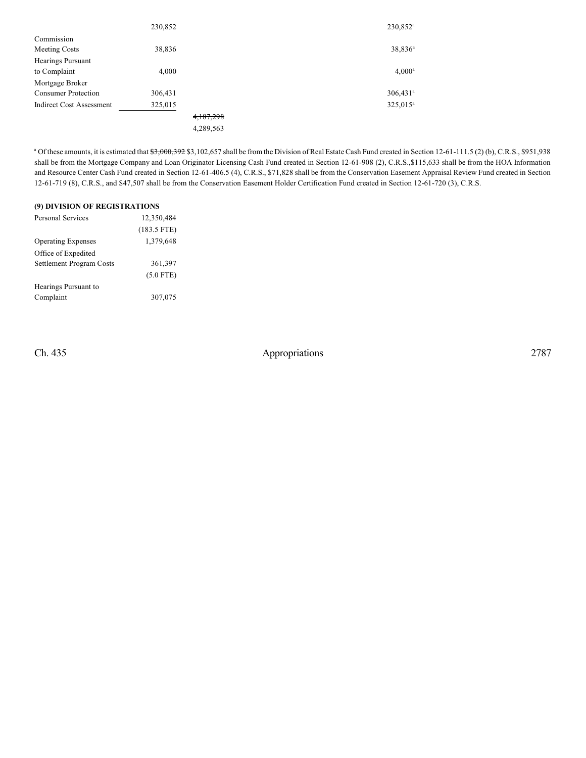| | | | | |
|---|---|---|---|---|
| | 230,852 | | | 230,852[a] |
| Commission Meeting Costs | 38,836 | | | 38,836[a] |
| Hearings Pursuant to Complaint | 4,000 | | | 4,000[a] |
| Mortgage Broker Consumer Protection | 306,431 | | | 306,431[a] |
| Indirect Cost Assessment | 325,015 | | | 325,015[a] |
| | | ~~4,187,298~~ 4,289,563 | | |

[a] Of these amounts, it is estimated that ~~$3,000,392~~ $3,102,657 shall be from the Division of Real Estate Cash Fund created in Section 12-61-111.5 (2) (b), C.R.S., $951,938 shall be from the Mortgage Company and Loan Originator Licensing Cash Fund created in Section 12-61-908 (2), C.R.S.,$115,633 shall be from the HOA Information and Resource Center Cash Fund created in Section 12-61-406.5 (4), C.R.S., $71,828 shall be from the Conservation Easement Appraisal Review Fund created in Section 12-61-719 (8), C.R.S., and $47,507 shall be from the Conservation Easement Holder Certification Fund created in Section 12-61-720 (3), C.R.S.

**(9) DIVISION OF REGISTRATIONS**

| | |
|---|---|
| Personal Services | 12,350,484 |
| | (183.5 FTE) |
| Operating Expenses | 1,379,648 |
| Office of Expedited Settlement Program Costs | 361,397 |
| | (5.0 FTE) |
| Hearings Pursuant to Complaint | 307,075 |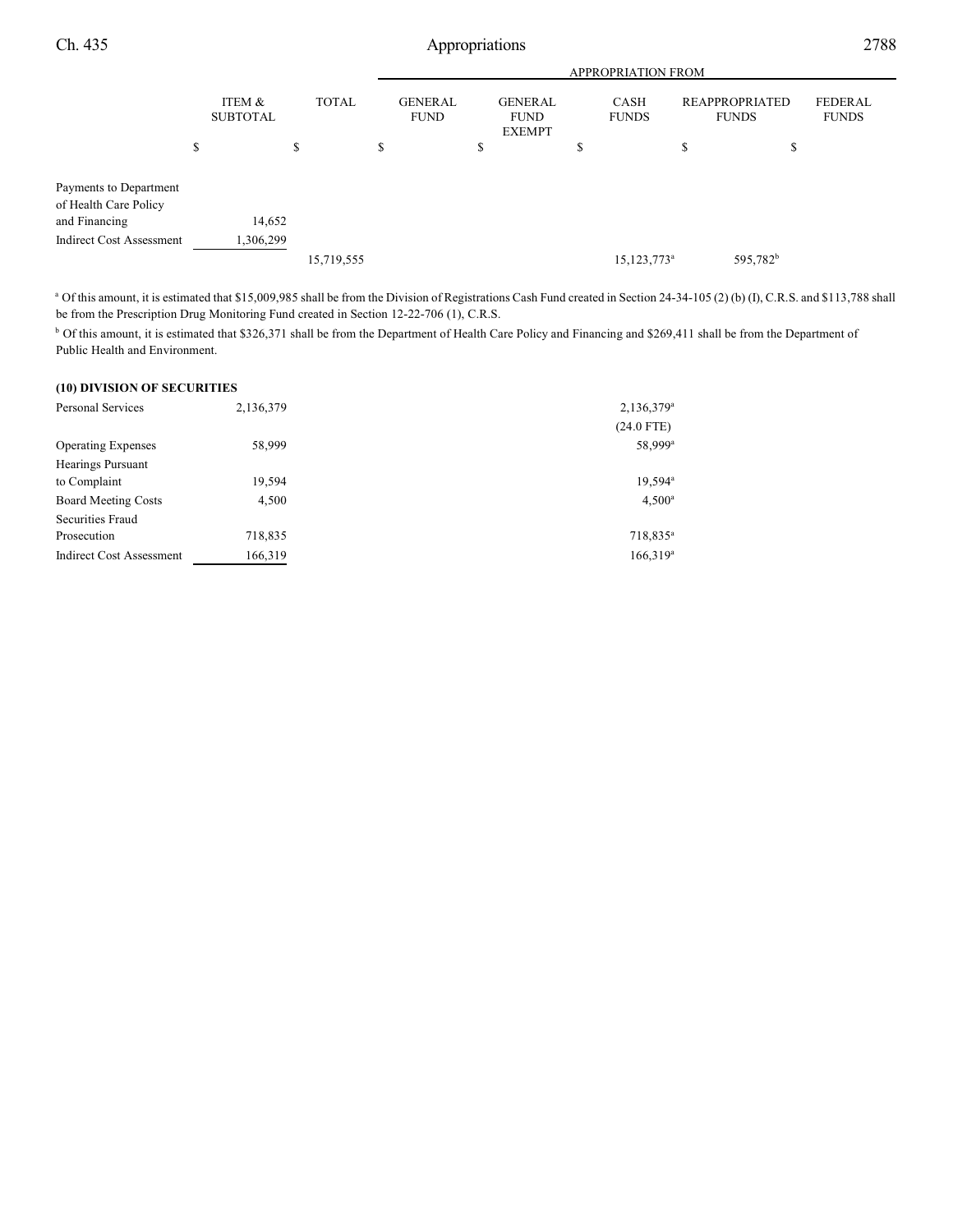| | ITEM & SUBTOTAL | TOTAL | APPROPRIATION FROM GENERAL FUND | GENERAL FUND EXEMPT | CASH FUNDS | REAPPROPRIATED FUNDS | FEDERAL FUNDS |
|---|---|---|---|---|---|---|---|
| | $ | $ | $ | $ | $ | $ | $ |
| Payments to Department of Health Care Policy and Financing | 14,652 | | | | | | |
| Indirect Cost Assessment | 1,306,299 | | | | | | |
| | | 15,719,555 | | | 15,123,773[a] | 595,782[b] | |

[a] Of this amount, it is estimated that $15,009,985 shall be from the Division of Registrations Cash Fund created in Section 24-34-105 (2) (b) (I), C.R.S. and $113,788 shall be from the Prescription Drug Monitoring Fund created in Section 12-22-706 (1), C.R.S.

[b] Of this amount, it is estimated that $326,371 shall be from the Department of Health Care Policy and Financing and $269,411 shall be from the Department of Public Health and Environment.

**(10) DIVISION OF SECURITIES**

| | ITEM & SUBTOTAL | TOTAL | GENERAL FUND | GENERAL FUND EXEMPT | CASH FUNDS | REAPPROPRIATED FUNDS | FEDERAL FUNDS |
|---|---|---|---|---|---|---|---|
| Personal Services | 2,136,379 | | | | 2,136,379[a] | | |
| | | | | | (24.0 FTE) | | |
| Operating Expenses | 58,999 | | | | 58,999[a] | | |
| Hearings Pursuant to Complaint | 19,594 | | | | 19,594[a] | | |
| Board Meeting Costs | 4,500 | | | | 4,500[a] | | |
| Securities Fraud Prosecution | 718,835 | | | | 718,835[a] | | |
| Indirect Cost Assessment | 166,319 | | | | 166,319[a] | | |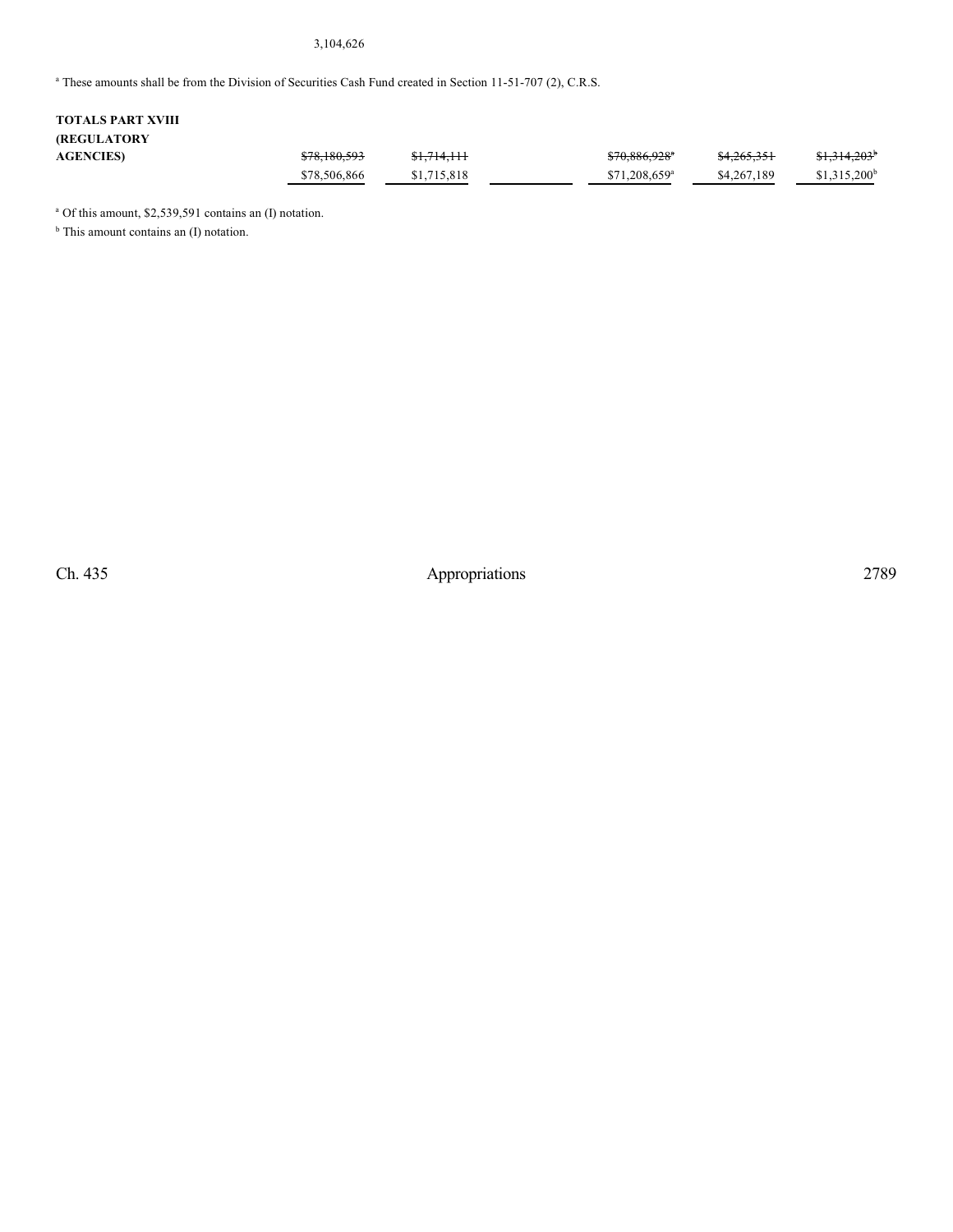3,104,626

[a] These amounts shall be from the Division of Securities Cash Fund created in Section 11-51-707 (2), C.R.S.

| | | | | | | |
|---|---|---|---|---|---|---|
| **TOTALS PART XVIII (REGULATORY AGENCIES)** | ~~$78,180,593~~ | ~~$1,714,111~~ | | ~~$70,886,928[a]~~ | ~~$4,265,351~~ | ~~$1,314,203[b]~~ |
| | $78,506,866 | $1,715,818 | | $71,208,659[a] | $4,267,189 | $1,315,200[b] |

[a] Of this amount, $2,539,591 contains an (I) notation.

[b] This amount contains an (I) notation.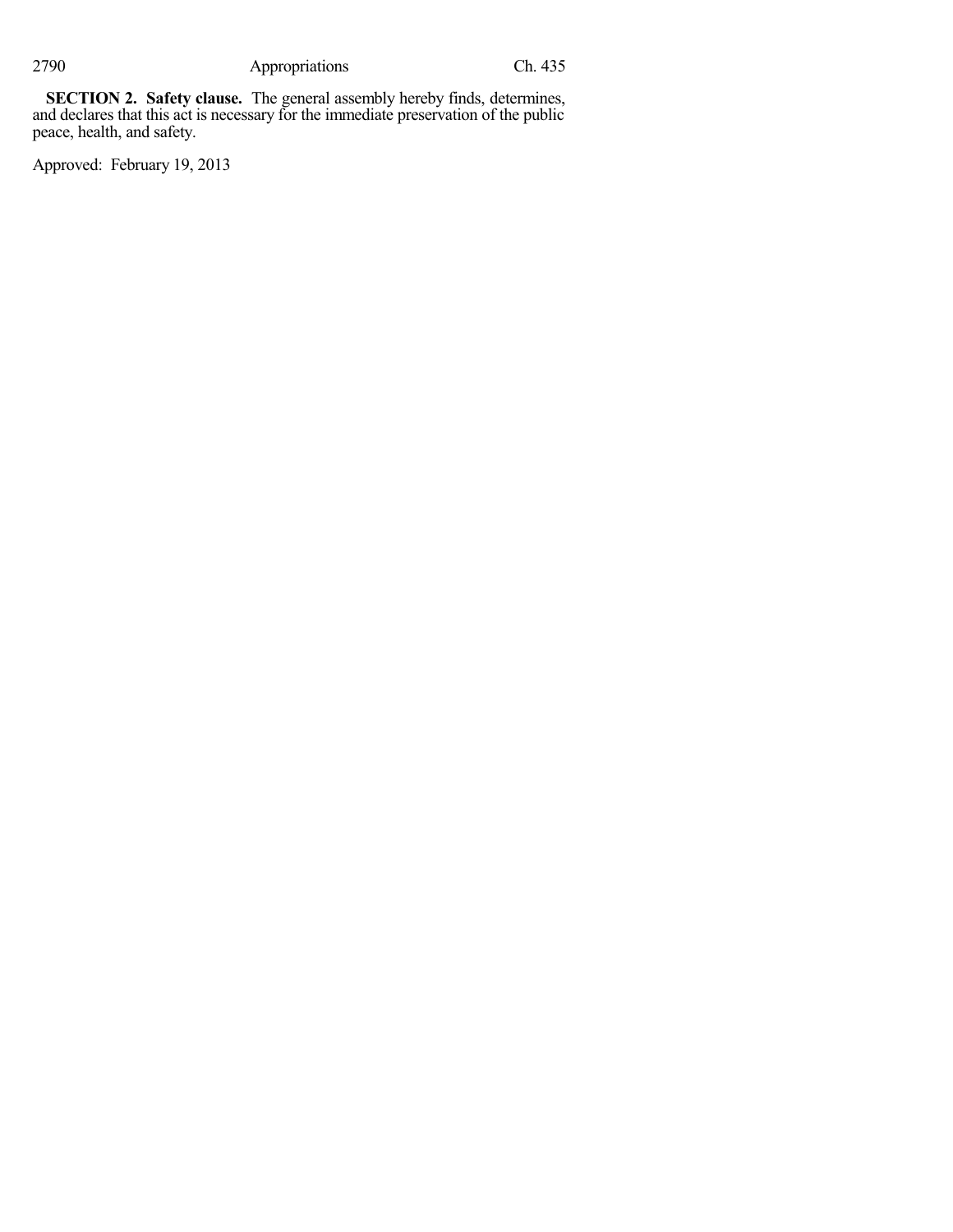**SECTION 2. Safety clause.** The general assembly hereby finds, determines, and declares that this act is necessary for the immediate preservation of the public peace, health, and safety.

Approved: February 19, 2013